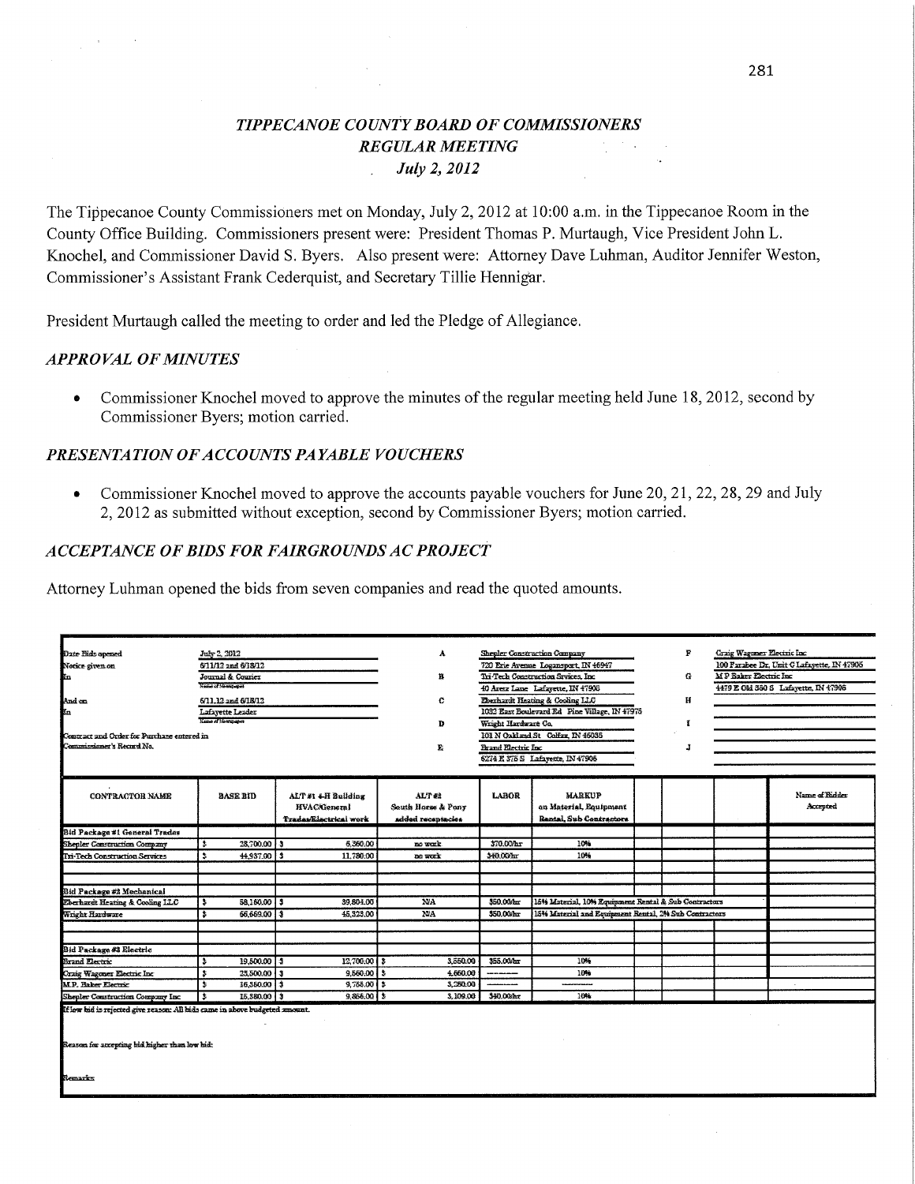# *TIPPECANOE COUNTY BOARD OF COMMISSIONERS*
## *REGULAR MEETING*
### *July 2, 2012*

The Tippecanoe County Commissioners met on Monday, July 2, 2012 at 10:00 a.m. in the Tippecanoe Room in the County Office Building. Commissioners present were: President Thomas P. Murtaugh, Vice President John L. Knochel, and Commissioner David S. Byers. Also present were: Attorney Dave Luhman, Auditor Jennifer Weston, Commissioner's Assistant Frank Cederquist, and Secretary Tillie Hennigar.

President Murtaugh called the meeting to order and led the Pledge of Allegiance.

### *APPROVAL OF MINUTES*

- Commissioner Knochel moved to approve the minutes of the regular meeting held June 18, 2012, second by Commissioner Byers; motion carried.

### *PRESENTATION OF ACCOUNTS PAYABLE VOUCHERS*

- Commissioner Knochel moved to approve the accounts payable vouchers for June 20, 21, 22, 28, 29 and July 2, 2012 as submitted without exception, second by Commissioner Byers; motion carried.

### *ACCEPTANCE OF BIDS FOR FAIRGROUNDS AC PROJECT*

Attorney Luhman opened the bids from seven companies and read the quoted amounts.

Date Bids opened: July 2, 2012
Notice given on: 6/11/12 and 6/18/12
In: Journal & Courier (Name of Newspaper)
And on: 6/11/12 and 6/18/12
In: Lafayette Leader (Name of Newspaper)
Contract and Order for Purchase entered in Commissioner's Record No.

A: Shepler Construction Company, 720 Erie Avenue Logansport, IN 46947
B: Tri-Tech Construction Srvices, Inc, 40 Arezz Lane Lafayette, IN 47905
C: Eberhardt Heating & Cooling LLC, 1032 East Boulevard Rd Pine Village, IN 47975
D: Wright Hardware Co, 101 N Oakland St Colfax, IN 46035
E: Brand Electric Inc, 6274 E 375 S Lafayette, IN 47905
F: Craig Wagoner Electric Inc, 100 Farabee Dr, Unit G Lafayette, IN 47905
G: M P Baker Electric Inc, 4479 E Old 350 S Lafayette, IN 47905
H:
I:
J:

| CONTRACTOR NAME | BASE BID | ALT #1 4-H Building HVAC/General Trades/Electrical work | ALT #2 South Horse & Pony added receptacles | LABOR | MARKUP on Material, Equipment Rental, Sub Contractors | Name of Bidder Accepted |
|---|---|---|---|---|---|---|
| **Bid Package #1 General Trades** | | | | | | |
| Shepler Construction Company | $ 28,700.00 | $ 6,360.00 | no work | $70.00/hr | 10% | |
| Tri-Tech Construction Services | $ 44,937.00 | $ 11,780.00 | no work | $40.00/hr | 10% | |
| **Bid Package #2 Mechanical** | | | | | | |
| Eberhardt Heating & Cooling LLC | $ 58,160.00 | $ 39,604.00 | N/A | $50.00/hr | 15% Material, 10% Equipment Rental & Sub Contractors | |
| Wright Hardware | $ 66,669.00 | $ 45,323.00 | N/A | $50.00/hr | 15% Material and Equipment Rental, 2% Sub Contractors | |
| **Bid Package #3 Electric** | | | | | | |
| Brand Electric | $ 19,500.00 | $ 12,700.00 | $ 3,550.00 | $55.00/hr | 10% | |
| Craig Wagoner Electric Inc | $ 23,500.00 | $ 9,560.00 | $ 4,660.00 | ------- | 10% | |
| M.P. Baker Electric | $ 16,560.00 | $ 9,758.00 | $ 3,280.00 | ------- | ------- | |
| Shepler Construction Company Inc | $ 15,380.00 | $ 9,856.00 | $ 3,109.00 | $40.00/hr | 10% | |

If low bid is rejected give reason: All bids came in above budgeted amount.

Reason for accepting bid higher than low bid:

Remarks: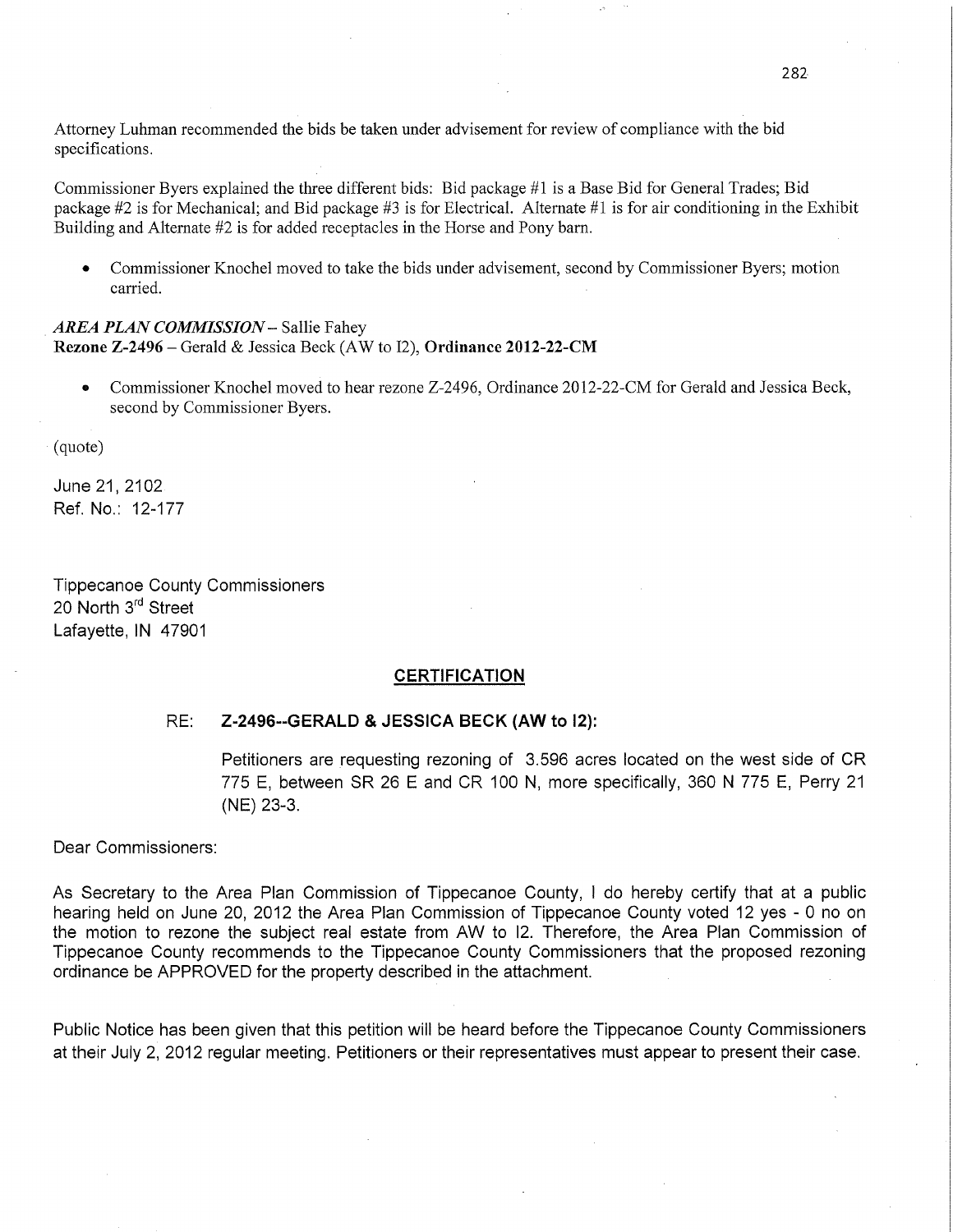Attorney Luhman recommended the bids be taken under advisement for review of compliance with the bid specifications.

Commissioner Byers explained the three different bids: Bid package #1 is a Base Bid for General Trades; Bid package #2 is for Mechanical; and Bid package #3 is for Electrical. Alternate #1 is for air conditioning in the Exhibit Building and Alternate #2 is for added receptacles in the Horse and Pony barn.

- Commissioner Knochel moved to take the bids under advisement, second by Commissioner Byers; motion carried.

***AREA PLAN COMMISSION*** – Sallie Fahey
**Rezone Z-2496** – Gerald & Jessica Beck (AW to I2), **Ordinance 2012-22-CM**

- Commissioner Knochel moved to hear rezone Z-2496, Ordinance 2012-22-CM for Gerald and Jessica Beck, second by Commissioner Byers.

(quote)

June 21, 2102
Ref. No.: 12-177

Tippecanoe County Commissioners
20 North 3rd Street
Lafayette, IN 47901

**CERTIFICATION**

RE: **Z-2496--GERALD & JESSICA BECK (AW to I2):**

Petitioners are requesting rezoning of 3.596 acres located on the west side of CR 775 E, between SR 26 E and CR 100 N, more specifically, 360 N 775 E, Perry 21 (NE) 23-3.

Dear Commissioners:

As Secretary to the Area Plan Commission of Tippecanoe County, I do hereby certify that at a public hearing held on June 20, 2012 the Area Plan Commission of Tippecanoe County voted 12 yes - 0 no on the motion to rezone the subject real estate from AW to I2. Therefore, the Area Plan Commission of Tippecanoe County recommends to the Tippecanoe County Commissioners that the proposed rezoning ordinance be APPROVED for the property described in the attachment.

Public Notice has been given that this petition will be heard before the Tippecanoe County Commissioners at their July 2, 2012 regular meeting. Petitioners or their representatives must appear to present their case.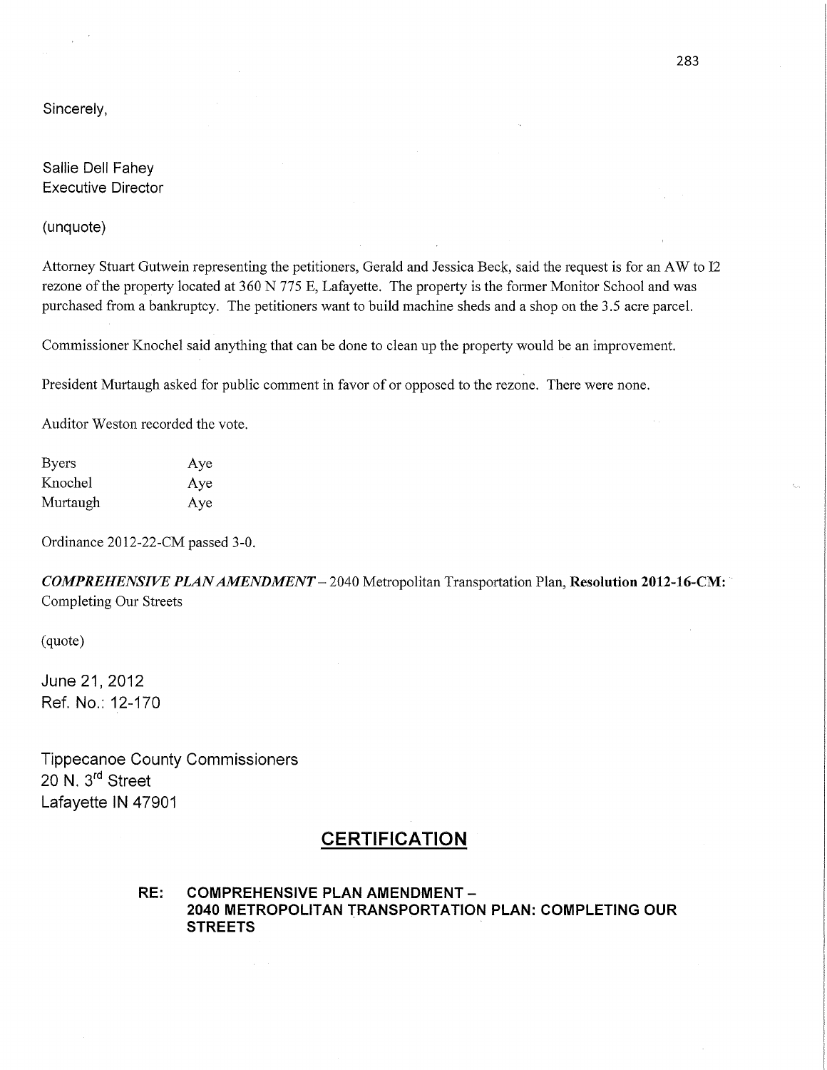Sincerely,

Sallie Dell Fahey
Executive Director

(unquote)

Attorney Stuart Gutwein representing the petitioners, Gerald and Jessica Beck, said the request is for an AW to I2 rezone of the property located at 360 N 775 E, Lafayette. The property is the former Monitor School and was purchased from a bankruptcy. The petitioners want to build machine sheds and a shop on the 3.5 acre parcel.

Commissioner Knochel said anything that can be done to clean up the property would be an improvement.

President Murtaugh asked for public comment in favor of or opposed to the rezone. There were none.

Auditor Weston recorded the vote.

| | |
|---|---|
| Byers | Aye |
| Knochel | Aye |
| Murtaugh | Aye |

Ordinance 2012-22-CM passed 3-0.

*COMPREHENSIVE PLAN AMENDMENT* – 2040 Metropolitan Transportation Plan, **Resolution 2012-16-CM:** Completing Our Streets

(quote)

June 21, 2012
Ref. No.: 12-170

Tippecanoe County Commissioners
20 N. 3rd Street
Lafayette IN 47901

## CERTIFICATION

**RE: COMPREHENSIVE PLAN AMENDMENT – 2040 METROPOLITAN TRANSPORTATION PLAN: COMPLETING OUR STREETS**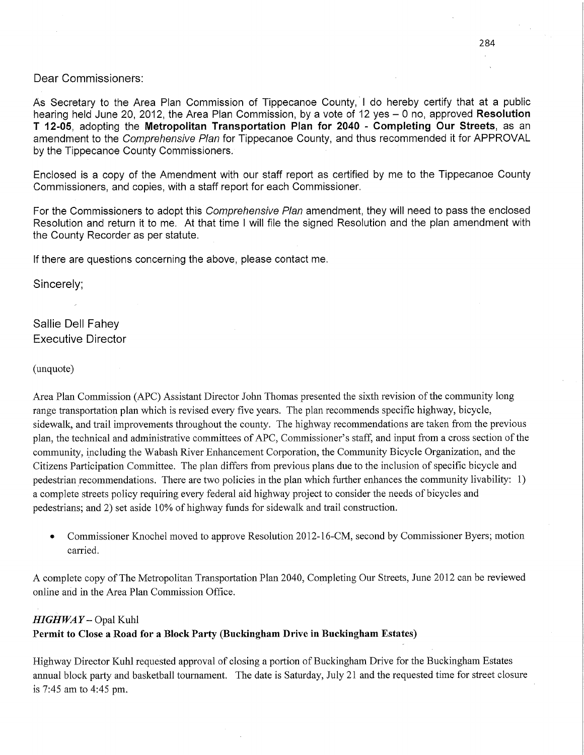Dear Commissioners:

As Secretary to the Area Plan Commission of Tippecanoe County, I do hereby certify that at a public hearing held June 20, 2012, the Area Plan Commission, by a vote of 12 yes – 0 no, approved **Resolution T 12-05**, adopting the **Metropolitan Transportation Plan for 2040 - Completing Our Streets**, as an amendment to the *Comprehensive Plan* for Tippecanoe County, and thus recommended it for APPROVAL by the Tippecanoe County Commissioners.

Enclosed is a copy of the Amendment with our staff report as certified by me to the Tippecanoe County Commissioners, and copies, with a staff report for each Commissioner.

For the Commissioners to adopt this *Comprehensive Plan* amendment, they will need to pass the enclosed Resolution and return it to me. At that time I will file the signed Resolution and the plan amendment with the County Recorder as per statute.

If there are questions concerning the above, please contact me.

Sincerely;

Sallie Dell Fahey
Executive Director

(unquote)

Area Plan Commission (APC) Assistant Director John Thomas presented the sixth revision of the community long range transportation plan which is revised every five years. The plan recommends specific highway, bicycle, sidewalk, and trail improvements throughout the county. The highway recommendations are taken from the previous plan, the technical and administrative committees of APC, Commissioner's staff, and input from a cross section of the community, including the Wabash River Enhancement Corporation, the Community Bicycle Organization, and the Citizens Participation Committee. The plan differs from previous plans due to the inclusion of specific bicycle and pedestrian recommendations. There are two policies in the plan which further enhances the community livability: 1) a complete streets policy requiring every federal aid highway project to consider the needs of bicycles and pedestrians; and 2) set aside 10% of highway funds for sidewalk and trail construction.

- Commissioner Knochel moved to approve Resolution 2012-16-CM, second by Commissioner Byers; motion carried.

A complete copy of The Metropolitan Transportation Plan 2040, Completing Our Streets, June 2012 can be reviewed online and in the Area Plan Commission Office.

***HIGHWAY*** – Opal Kuhl

**Permit to Close a Road for a Block Party (Buckingham Drive in Buckingham Estates)**

Highway Director Kuhl requested approval of closing a portion of Buckingham Drive for the Buckingham Estates annual block party and basketball tournament. The date is Saturday, July 21 and the requested time for street closure is 7:45 am to 4:45 pm.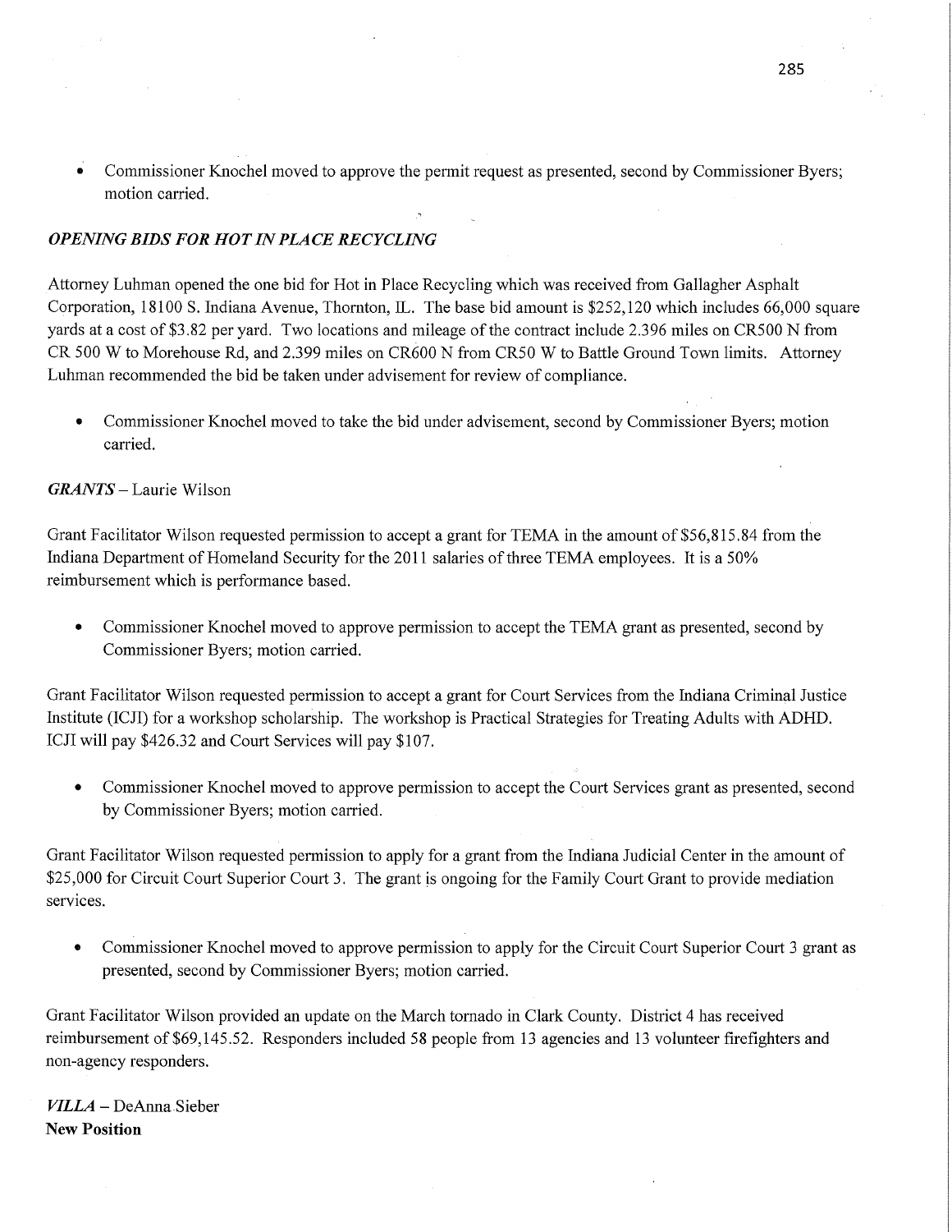- Commissioner Knochel moved to approve the permit request as presented, second by Commissioner Byers; motion carried.

***OPENING BIDS FOR HOT IN PLACE RECYCLING***

Attorney Luhman opened the one bid for Hot in Place Recycling which was received from Gallagher Asphalt Corporation, 18100 S. Indiana Avenue, Thornton, IL. The base bid amount is $252,120 which includes 66,000 square yards at a cost of $3.82 per yard. Two locations and mileage of the contract include 2.396 miles on CR500 N from CR 500 W to Morehouse Rd, and 2.399 miles on CR600 N from CR50 W to Battle Ground Town limits. Attorney Luhman recommended the bid be taken under advisement for review of compliance.

- Commissioner Knochel moved to take the bid under advisement, second by Commissioner Byers; motion carried.

***GRANTS*** – Laurie Wilson

Grant Facilitator Wilson requested permission to accept a grant for TEMA in the amount of $56,815.84 from the Indiana Department of Homeland Security for the 2011 salaries of three TEMA employees. It is a 50% reimbursement which is performance based.

- Commissioner Knochel moved to approve permission to accept the TEMA grant as presented, second by Commissioner Byers; motion carried.

Grant Facilitator Wilson requested permission to accept a grant for Court Services from the Indiana Criminal Justice Institute (ICJI) for a workshop scholarship. The workshop is Practical Strategies for Treating Adults with ADHD. ICJI will pay $426.32 and Court Services will pay $107.

- Commissioner Knochel moved to approve permission to accept the Court Services grant as presented, second by Commissioner Byers; motion carried.

Grant Facilitator Wilson requested permission to apply for a grant from the Indiana Judicial Center in the amount of $25,000 for Circuit Court Superior Court 3. The grant is ongoing for the Family Court Grant to provide mediation services.

- Commissioner Knochel moved to approve permission to apply for the Circuit Court Superior Court 3 grant as presented, second by Commissioner Byers; motion carried.

Grant Facilitator Wilson provided an update on the March tornado in Clark County. District 4 has received reimbursement of $69,145.52. Responders included 58 people from 13 agencies and 13 volunteer firefighters and non-agency responders.

***VILLA*** – DeAnna Sieber
**New Position**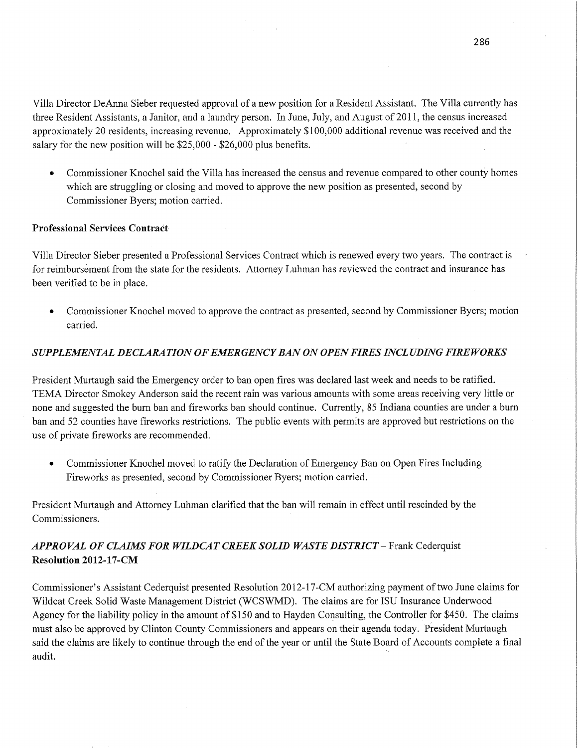Villa Director DeAnna Sieber requested approval of a new position for a Resident Assistant. The Villa currently has three Resident Assistants, a Janitor, and a laundry person. In June, July, and August of 2011, the census increased approximately 20 residents, increasing revenue. Approximately $100,000 additional revenue was received and the salary for the new position will be $25,000 - $26,000 plus benefits.

- Commissioner Knochel said the Villa has increased the census and revenue compared to other county homes which are struggling or closing and moved to approve the new position as presented, second by Commissioner Byers; motion carried.

**Professional Services Contract**

Villa Director Sieber presented a Professional Services Contract which is renewed every two years. The contract is for reimbursement from the state for the residents. Attorney Luhman has reviewed the contract and insurance has been verified to be in place.

- Commissioner Knochel moved to approve the contract as presented, second by Commissioner Byers; motion carried.

***SUPPLEMENTAL DECLARATION OF EMERGENCY BAN ON OPEN FIRES INCLUDING FIREWORKS***

President Murtaugh said the Emergency order to ban open fires was declared last week and needs to be ratified. TEMA Director Smokey Anderson said the recent rain was various amounts with some areas receiving very little or none and suggested the burn ban and fireworks ban should continue. Currently, 85 Indiana counties are under a burn ban and 52 counties have fireworks restrictions. The public events with permits are approved but restrictions on the use of private fireworks are recommended.

- Commissioner Knochel moved to ratify the Declaration of Emergency Ban on Open Fires Including Fireworks as presented, second by Commissioner Byers; motion carried.

President Murtaugh and Attorney Luhman clarified that the ban will remain in effect until rescinded by the Commissioners.

***APPROVAL OF CLAIMS FOR WILDCAT CREEK SOLID WASTE DISTRICT*** – Frank Cederquist
**Resolution 2012-17-CM**

Commissioner's Assistant Cederquist presented Resolution 2012-17-CM authorizing payment of two June claims for Wildcat Creek Solid Waste Management District (WCSWMD). The claims are for ISU Insurance Underwood Agency for the liability policy in the amount of $150 and to Hayden Consulting, the Controller for $450. The claims must also be approved by Clinton County Commissioners and appears on their agenda today. President Murtaugh said the claims are likely to continue through the end of the year or until the State Board of Accounts complete a final audit.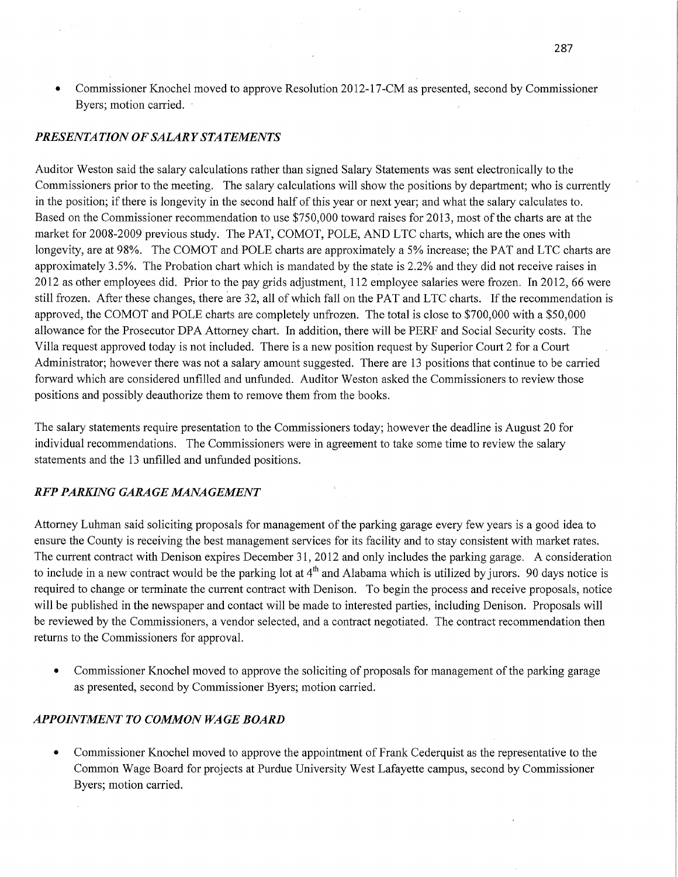- Commissioner Knochel moved to approve Resolution 2012-17-CM as presented, second by Commissioner Byers; motion carried.

### *PRESENTATION OF SALARY STATEMENTS*

Auditor Weston said the salary calculations rather than signed Salary Statements was sent electronically to the Commissioners prior to the meeting. The salary calculations will show the positions by department; who is currently in the position; if there is longevity in the second half of this year or next year; and what the salary calculates to. Based on the Commissioner recommendation to use $750,000 toward raises for 2013, most of the charts are at the market for 2008-2009 previous study. The PAT, COMOT, POLE, AND LTC charts, which are the ones with longevity, are at 98%. The COMOT and POLE charts are approximately a 5% increase; the PAT and LTC charts are approximately 3.5%. The Probation chart which is mandated by the state is 2.2% and they did not receive raises in 2012 as other employees did. Prior to the pay grids adjustment, 112 employee salaries were frozen. In 2012, 66 were still frozen. After these changes, there are 32, all of which fall on the PAT and LTC charts. If the recommendation is approved, the COMOT and POLE charts are completely unfrozen. The total is close to $700,000 with a $50,000 allowance for the Prosecutor DPA Attorney chart. In addition, there will be PERF and Social Security costs. The Villa request approved today is not included. There is a new position request by Superior Court 2 for a Court Administrator; however there was not a salary amount suggested. There are 13 positions that continue to be carried forward which are considered unfilled and unfunded. Auditor Weston asked the Commissioners to review those positions and possibly deauthorize them to remove them from the books.

The salary statements require presentation to the Commissioners today; however the deadline is August 20 for individual recommendations. The Commissioners were in agreement to take some time to review the salary statements and the 13 unfilled and unfunded positions.

### *RFP PARKING GARAGE MANAGEMENT*

Attorney Luhman said soliciting proposals for management of the parking garage every few years is a good idea to ensure the County is receiving the best management services for its facility and to stay consistent with market rates. The current contract with Denison expires December 31, 2012 and only includes the parking garage. A consideration to include in a new contract would be the parking lot at 4th and Alabama which is utilized by jurors. 90 days notice is required to change or terminate the current contract with Denison. To begin the process and receive proposals, notice will be published in the newspaper and contact will be made to interested parties, including Denison. Proposals will be reviewed by the Commissioners, a vendor selected, and a contract negotiated. The contract recommendation then returns to the Commissioners for approval.

- Commissioner Knochel moved to approve the soliciting of proposals for management of the parking garage as presented, second by Commissioner Byers; motion carried.

### *APPOINTMENT TO COMMON WAGE BOARD*

- Commissioner Knochel moved to approve the appointment of Frank Cederquist as the representative to the Common Wage Board for projects at Purdue University West Lafayette campus, second by Commissioner Byers; motion carried.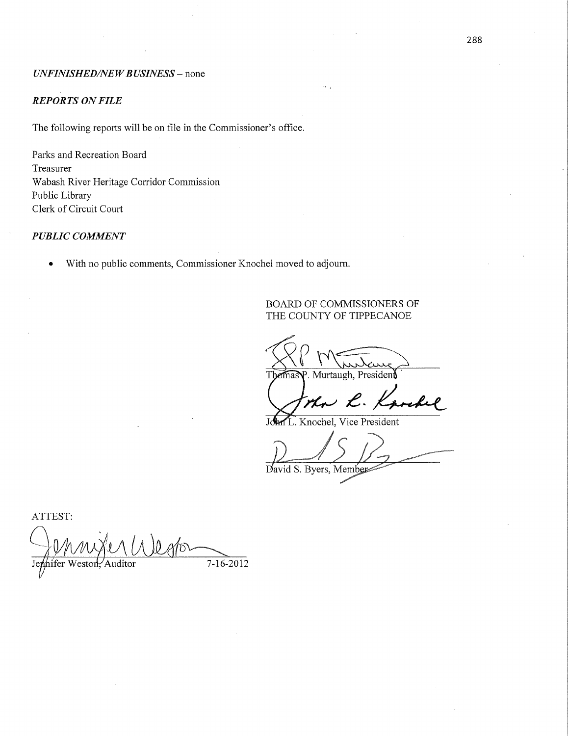***UNFINISHED/NEW BUSINESS*** – none

***REPORTS ON FILE***

The following reports will be on file in the Commissioner's office.

Parks and Recreation Board
Treasurer
Wabash River Heritage Corridor Commission
Public Library
Clerk of Circuit Court

***PUBLIC COMMENT***

- With no public comments, Commissioner Knochel moved to adjourn.

BOARD OF COMMISSIONERS OF
THE COUNTY OF TIPPECANOE

Thomas P. Murtaugh, President

John L. Knochel, Vice President

David S. Byers, Member

ATTEST:

Jennifer Weston, Auditor 7-16-2012